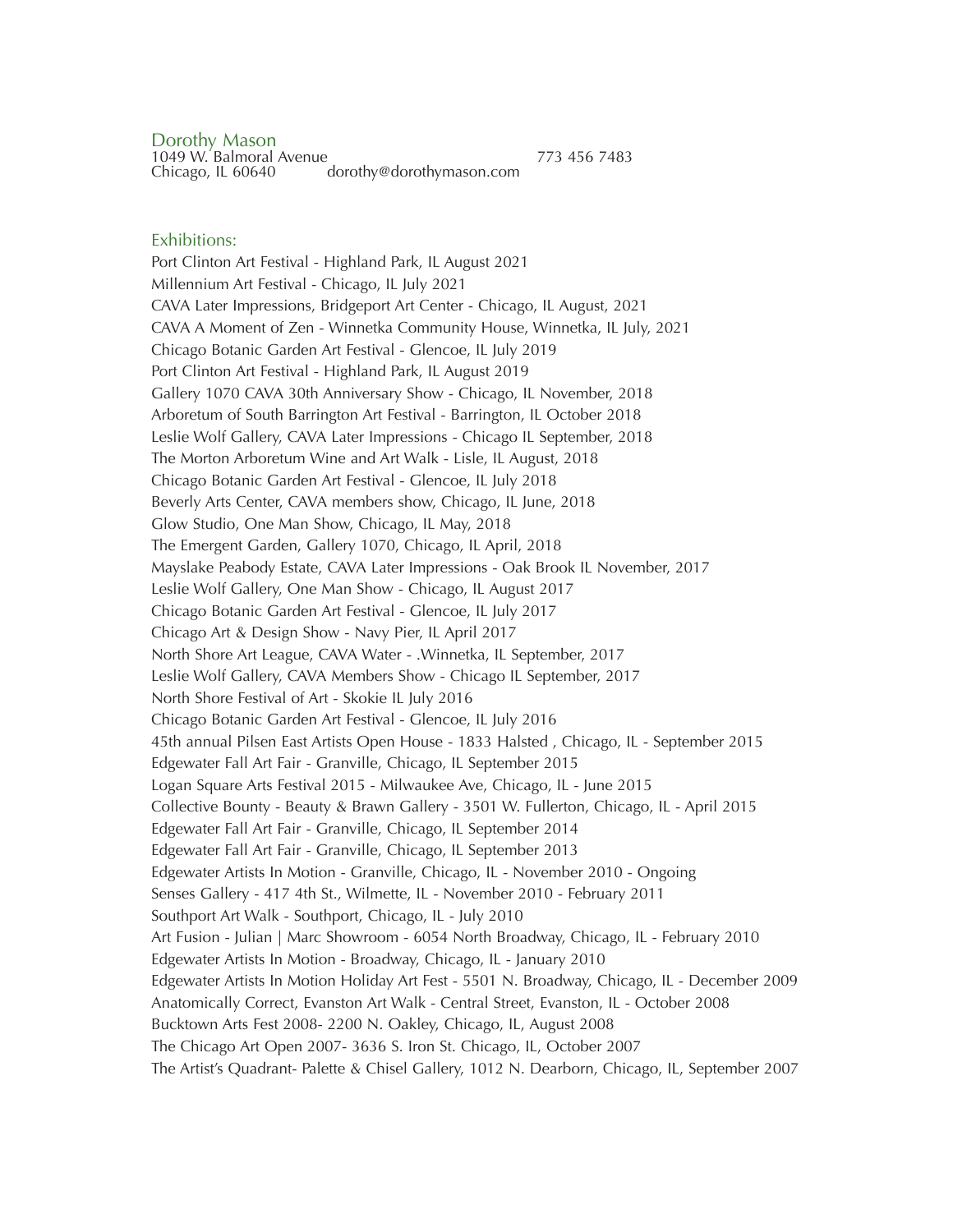# Dorothy Mason

1049 W. Balmoral Avenue 773 456 7483
Chicago, IL 60640 dorothy@dorothymason.com

## Exhibitions:

Port Clinton Art Festival - Highland Park, IL August 2021
Millennium Art Festival - Chicago, IL July 2021
CAVA Later Impressions, Bridgeport Art Center - Chicago, IL August, 2021
CAVA A Moment of Zen - Winnetka Community House, Winnetka, IL July, 2021
Chicago Botanic Garden Art Festival - Glencoe, IL July 2019
Port Clinton Art Festival - Highland Park, IL August 2019
Gallery 1070 CAVA 30th Anniversary Show - Chicago, IL November, 2018
Arboretum of South Barrington Art Festival - Barrington, IL October 2018
Leslie Wolf Gallery, CAVA Later Impressions - Chicago IL September, 2018
The Morton Arboretum Wine and Art Walk - Lisle, IL August, 2018
Chicago Botanic Garden Art Festival - Glencoe, IL July 2018
Beverly Arts Center, CAVA members show, Chicago, IL June, 2018
Glow Studio, One Man Show, Chicago, IL May, 2018
The Emergent Garden, Gallery 1070, Chicago, IL April, 2018
Mayslake Peabody Estate, CAVA Later Impressions - Oak Brook IL November, 2017
Leslie Wolf Gallery, One Man Show - Chicago, IL August 2017
Chicago Botanic Garden Art Festival - Glencoe, IL July 2017
Chicago Art & Design Show - Navy Pier, IL April 2017
North Shore Art League, CAVA Water - .Winnetka, IL September, 2017
Leslie Wolf Gallery, CAVA Members Show - Chicago IL September, 2017
North Shore Festival of Art - Skokie IL July 2016
Chicago Botanic Garden Art Festival - Glencoe, IL July 2016
45th annual Pilsen East Artists Open House - 1833 Halsted , Chicago, IL - September 2015
Edgewater Fall Art Fair - Granville, Chicago, IL September 2015
Logan Square Arts Festival 2015 - Milwaukee Ave, Chicago, IL - June 2015
Collective Bounty - Beauty & Brawn Gallery - 3501 W. Fullerton, Chicago, IL - April 2015
Edgewater Fall Art Fair - Granville, Chicago, IL September 2014
Edgewater Fall Art Fair - Granville, Chicago, IL September 2013
Edgewater Artists In Motion - Granville, Chicago, IL - November 2010 - Ongoing
Senses Gallery - 417 4th St., Wilmette, IL - November 2010 - February 2011
Southport Art Walk - Southport, Chicago, IL - July 2010
Art Fusion - Julian | Marc Showroom - 6054 North Broadway, Chicago, IL - February 2010
Edgewater Artists In Motion - Broadway, Chicago, IL - January 2010
Edgewater Artists In Motion Holiday Art Fest - 5501 N. Broadway, Chicago, IL - December 2009
Anatomically Correct, Evanston Art Walk - Central Street, Evanston, IL - October 2008
Bucktown Arts Fest 2008- 2200 N. Oakley, Chicago, IL, August 2008
The Chicago Art Open 2007- 3636 S. Iron St. Chicago, IL, October 2007
The Artist's Quadrant- Palette & Chisel Gallery, 1012 N. Dearborn, Chicago, IL, September 2007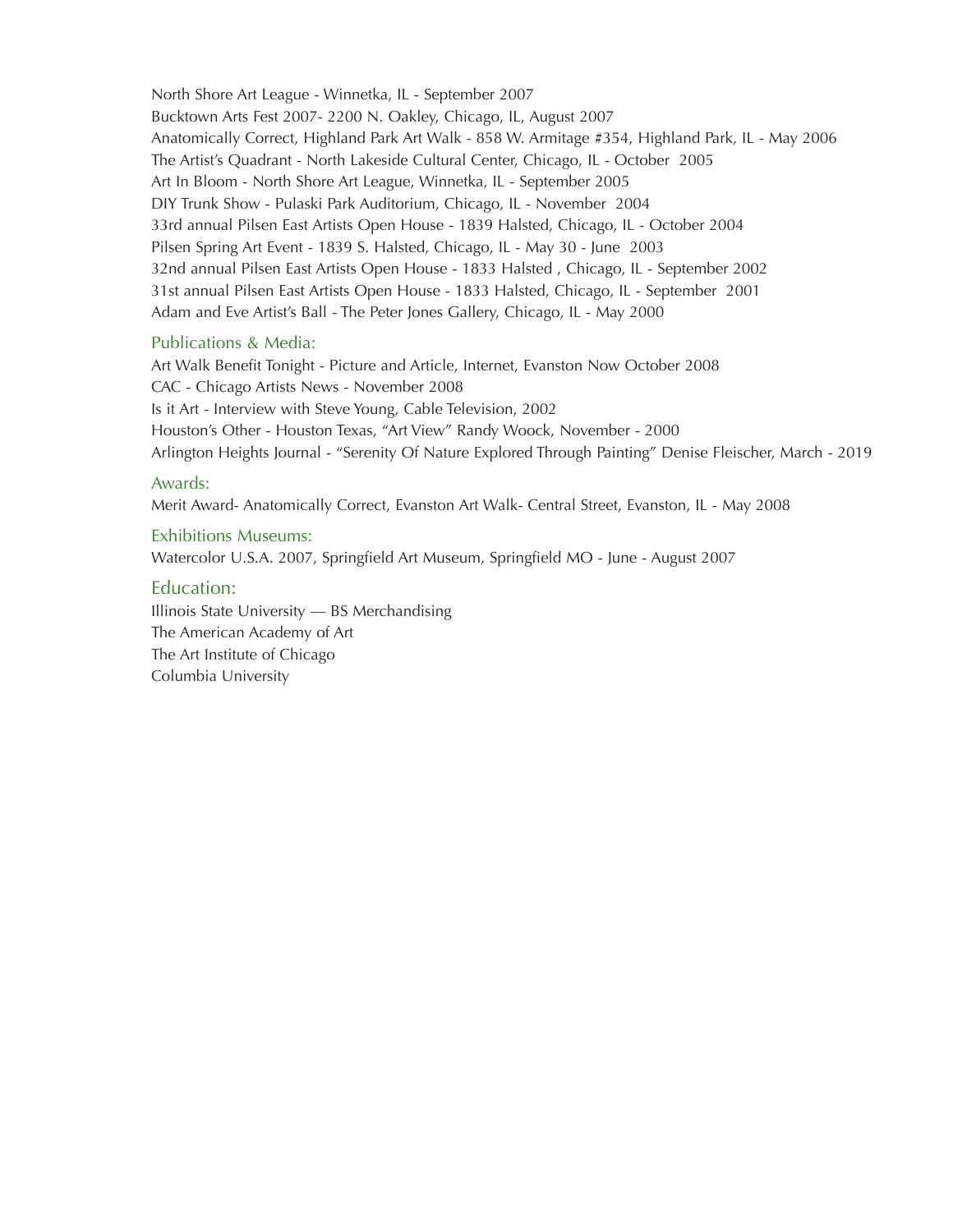North Shore Art League - Winnetka, IL - September 2007
Bucktown Arts Fest 2007- 2200 N. Oakley, Chicago, IL, August 2007
Anatomically Correct, Highland Park Art Walk - 858 W. Armitage #354, Highland Park, IL - May 2006
The Artist's Quadrant - North Lakeside Cultural Center, Chicago, IL - October 2005
Art In Bloom - North Shore Art League, Winnetka, IL - September 2005
DIY Trunk Show - Pulaski Park Auditorium, Chicago, IL - November 2004
33rd annual Pilsen East Artists Open House - 1839 Halsted, Chicago, IL - October 2004
Pilsen Spring Art Event - 1839 S. Halsted, Chicago, IL - May 30 - June 2003
32nd annual Pilsen East Artists Open House - 1833 Halsted , Chicago, IL - September 2002
31st annual Pilsen East Artists Open House - 1833 Halsted, Chicago, IL - September 2001
Adam and Eve Artist's Ball - The Peter Jones Gallery, Chicago, IL - May 2000

## Publications & Media:

Art Walk Benefit Tonight - Picture and Article, Internet, Evanston Now October 2008
CAC - Chicago Artists News - November 2008
Is it Art - Interview with Steve Young, Cable Television, 2002
Houston's Other - Houston Texas, "Art View" Randy Woock, November - 2000
Arlington Heights Journal - "Serenity Of Nature Explored Through Painting" Denise Fleischer, March - 2019

## Awards:

Merit Award- Anatomically Correct, Evanston Art Walk- Central Street, Evanston, IL - May 2008

## Exhibitions Museums:

Watercolor U.S.A. 2007, Springfield Art Museum, Springfield MO - June - August 2007

## Education:

Illinois State University — BS Merchandising
The American Academy of Art
The Art Institute of Chicago
Columbia University